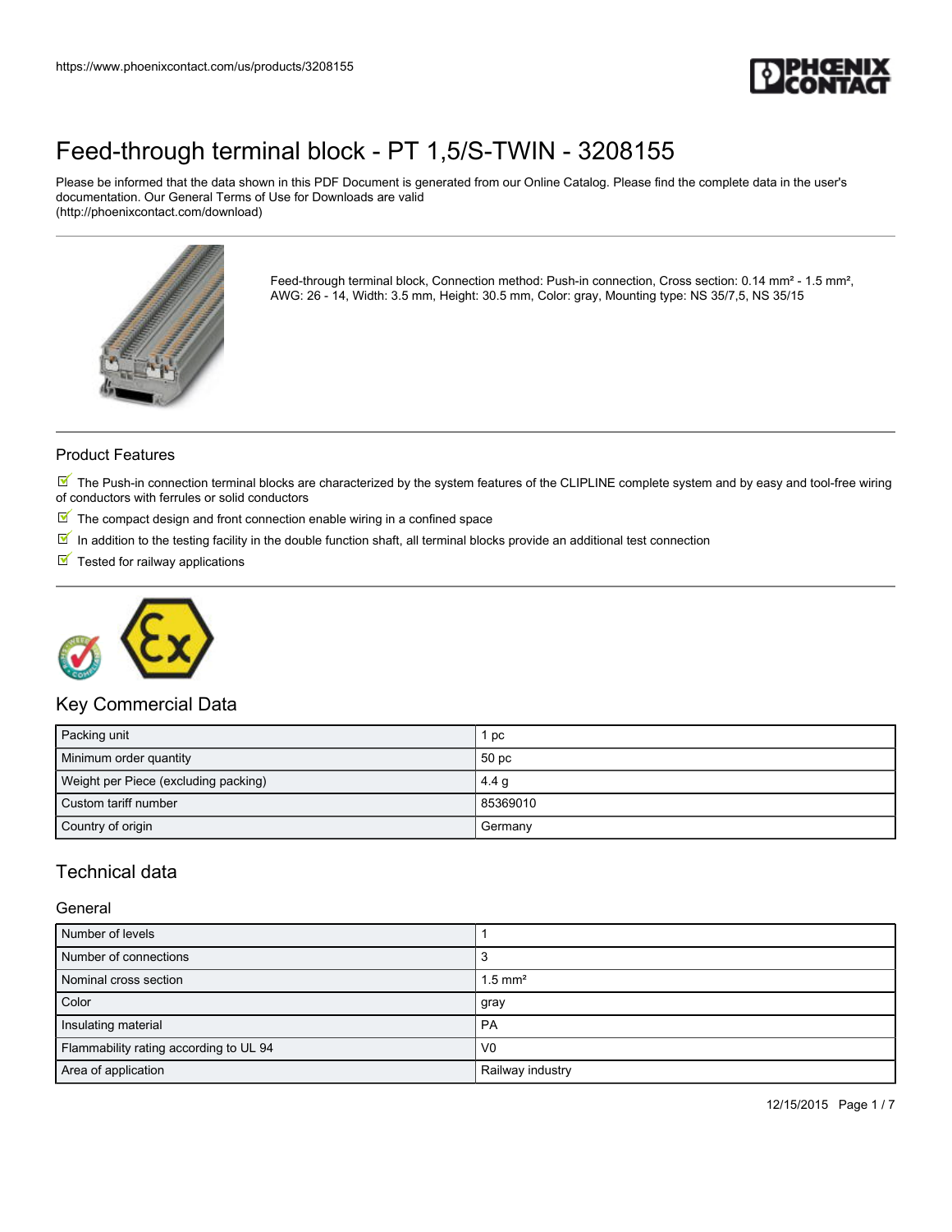# Feed-through terminal block - PT 1,5/S-TWIN - 3208155

Please be informed that the data shown in this PDF Document is generated from our Online Catalog. Please find the complete data in the user's documentation. Our General Terms of Use for Downloads are valid
(http://phoenixcontact.com/download)

Feed-through terminal block, Connection method: Push-in connection, Cross section: 0.14 mm² - 1.5 mm², AWG: 26 - 14, Width: 3.5 mm, Height: 30.5 mm, Color: gray, Mounting type: NS 35/7,5, NS 35/15

## Product Features

- The Push-in connection terminal blocks are characterized by the system features of the CLIPLINE complete system and by easy and tool-free wiring of conductors with ferrules or solid conductors
- The compact design and front connection enable wiring in a confined space
- In addition to the testing facility in the double function shaft, all terminal blocks provide an additional test connection
- Tested for railway applications

## Key Commercial Data

| | |
|---|---|
| Packing unit | 1 pc |
| Minimum order quantity | 50 pc |
| Weight per Piece (excluding packing) | 4.4 g |
| Custom tariff number | 85369010 |
| Country of origin | Germany |

## Technical data

### General

| | |
|---|---|
| Number of levels | 1 |
| Number of connections | 3 |
| Nominal cross section | 1.5 mm² |
| Color | gray |
| Insulating material | PA |
| Flammability rating according to UL 94 | V0 |
| Area of application | Railway industry |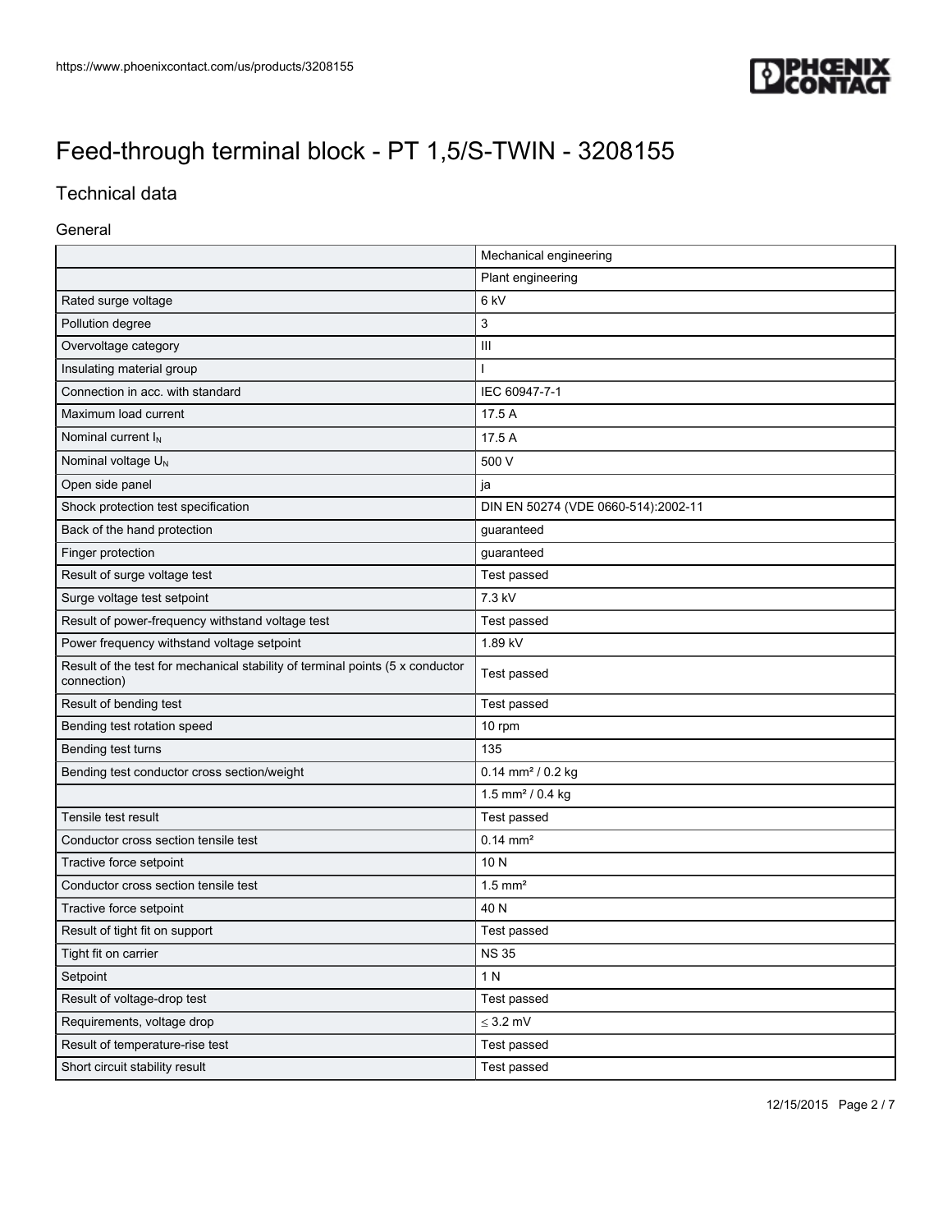# Feed-through terminal block - PT 1,5/S-TWIN - 3208155

## Technical data

### General

| | |
|---|---|
| | Mechanical engineering |
| | Plant engineering |
| Rated surge voltage | 6 kV |
| Pollution degree | 3 |
| Overvoltage category | III |
| Insulating material group | I |
| Connection in acc. with standard | IEC 60947-7-1 |
| Maximum load current | 17.5 A |
| Nominal current $I_N$ | 17.5 A |
| Nominal voltage $U_N$ | 500 V |
| Open side panel | ja |
| Shock protection test specification | DIN EN 50274 (VDE 0660-514):2002-11 |
| Back of the hand protection | guaranteed |
| Finger protection | guaranteed |
| Result of surge voltage test | Test passed |
| Surge voltage test setpoint | 7.3 kV |
| Result of power-frequency withstand voltage test | Test passed |
| Power frequency withstand voltage setpoint | 1.89 kV |
| Result of the test for mechanical stability of terminal points (5 x conductor connection) | Test passed |
| Result of bending test | Test passed |
| Bending test rotation speed | 10 rpm |
| Bending test turns | 135 |
| Bending test conductor cross section/weight | 0.14 mm² / 0.2 kg |
| | 1.5 mm² / 0.4 kg |
| Tensile test result | Test passed |
| Conductor cross section tensile test | 0.14 mm² |
| Tractive force setpoint | 10 N |
| Conductor cross section tensile test | 1.5 mm² |
| Tractive force setpoint | 40 N |
| Result of tight fit on support | Test passed |
| Tight fit on carrier | NS 35 |
| Setpoint | 1 N |
| Result of voltage-drop test | Test passed |
| Requirements, voltage drop | ≤ 3.2 mV |
| Result of temperature-rise test | Test passed |
| Short circuit stability result | Test passed |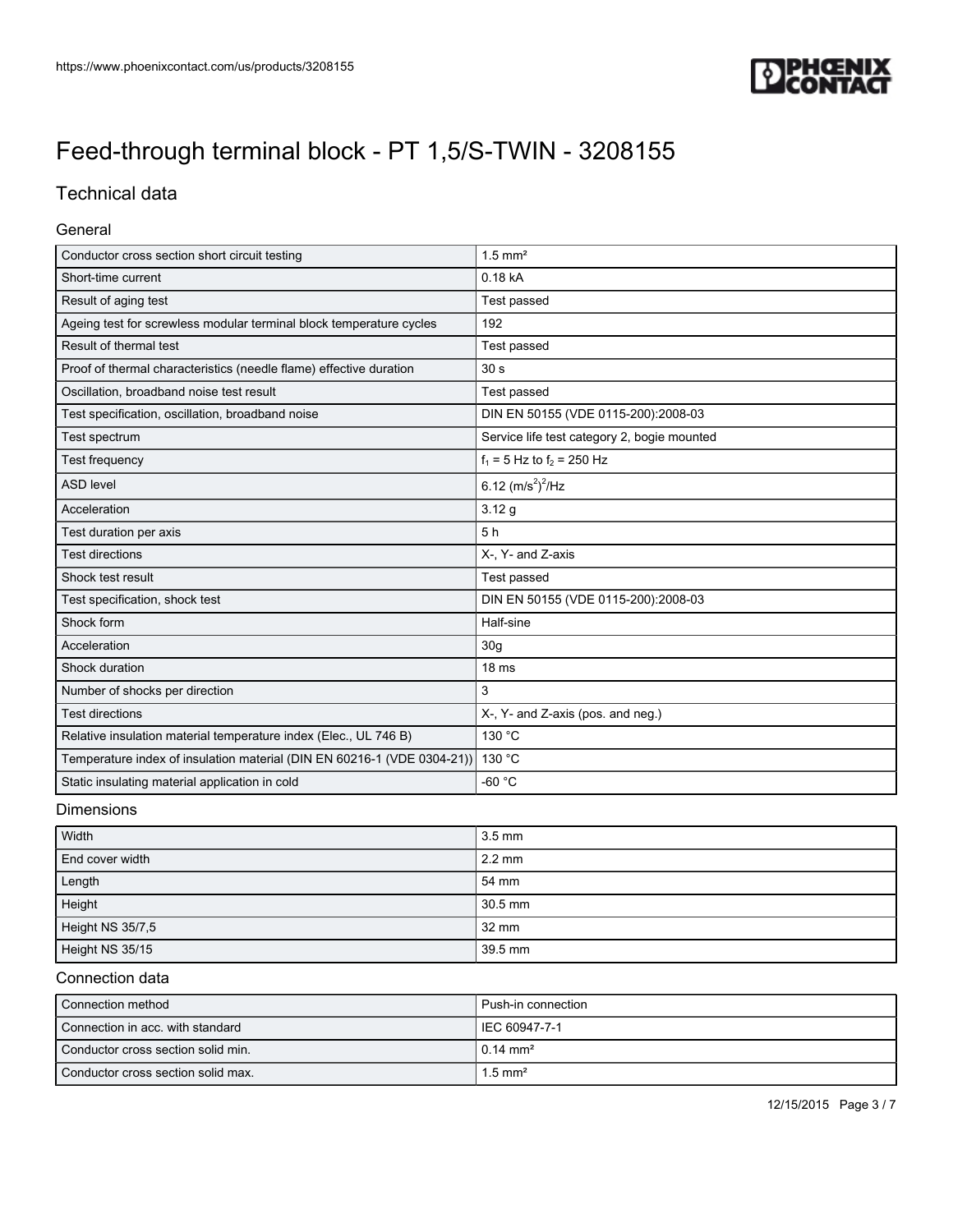# Feed-through terminal block - PT 1,5/S-TWIN - 3208155

## Technical data

### General

| | |
|---|---|
| Conductor cross section short circuit testing | 1.5 mm² |
| Short-time current | 0.18 kA |
| Result of aging test | Test passed |
| Ageing test for screwless modular terminal block temperature cycles | 192 |
| Result of thermal test | Test passed |
| Proof of thermal characteristics (needle flame) effective duration | 30 s |
| Oscillation, broadband noise test result | Test passed |
| Test specification, oscillation, broadband noise | DIN EN 50155 (VDE 0115-200):2008-03 |
| Test spectrum | Service life test category 2, bogie mounted |
| Test frequency | $f_1$ = 5 Hz to $f_2$ = 250 Hz |
| ASD level | 6.12 $(m/s^2)^2/Hz$ |
| Acceleration | 3.12 g |
| Test duration per axis | 5 h |
| Test directions | X-, Y- and Z-axis |
| Shock test result | Test passed |
| Test specification, shock test | DIN EN 50155 (VDE 0115-200):2008-03 |
| Shock form | Half-sine |
| Acceleration | 30g |
| Shock duration | 18 ms |
| Number of shocks per direction | 3 |
| Test directions | X-, Y- and Z-axis (pos. and neg.) |
| Relative insulation material temperature index (Elec., UL 746 B) | 130 °C |
| Temperature index of insulation material (DIN EN 60216-1 (VDE 0304-21)) | 130 °C |
| Static insulating material application in cold | -60 °C |

### Dimensions

| | |
|---|---|
| Width | 3.5 mm |
| End cover width | 2.2 mm |
| Length | 54 mm |
| Height | 30.5 mm |
| Height NS 35/7,5 | 32 mm |
| Height NS 35/15 | 39.5 mm |

### Connection data

| | |
|---|---|
| Connection method | Push-in connection |
| Connection in acc. with standard | IEC 60947-7-1 |
| Conductor cross section solid min. | 0.14 mm² |
| Conductor cross section solid max. | 1.5 mm² |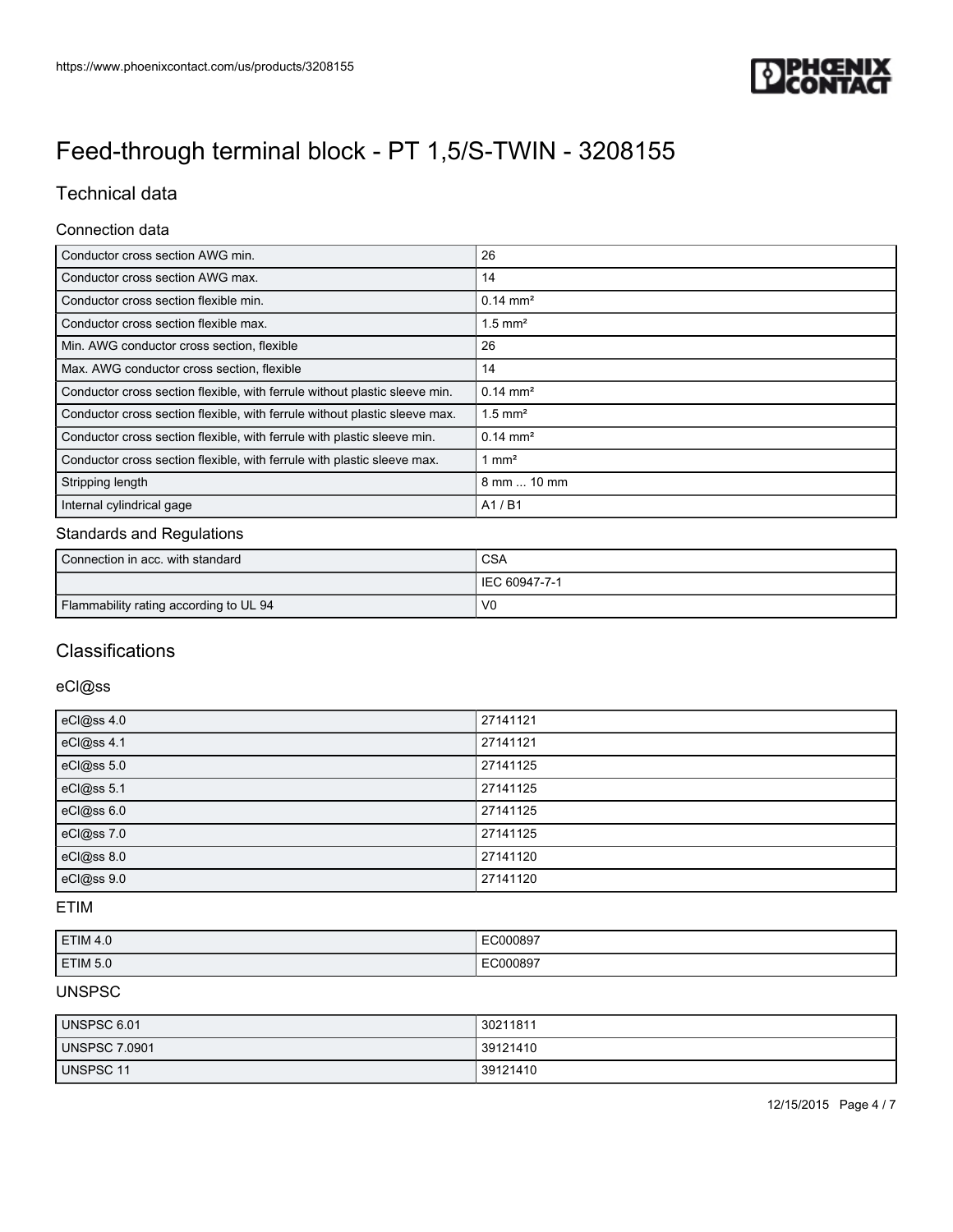# Feed-through terminal block - PT 1,5/S-TWIN - 3208155

## Technical data

### Connection data

| | |
|---|---|
| Conductor cross section AWG min. | 26 |
| Conductor cross section AWG max. | 14 |
| Conductor cross section flexible min. | 0.14 mm² |
| Conductor cross section flexible max. | 1.5 mm² |
| Min. AWG conductor cross section, flexible | 26 |
| Max. AWG conductor cross section, flexible | 14 |
| Conductor cross section flexible, with ferrule without plastic sleeve min. | 0.14 mm² |
| Conductor cross section flexible, with ferrule without plastic sleeve max. | 1.5 mm² |
| Conductor cross section flexible, with ferrule with plastic sleeve min. | 0.14 mm² |
| Conductor cross section flexible, with ferrule with plastic sleeve max. | 1 mm² |
| Stripping length | 8 mm ... 10 mm |
| Internal cylindrical gage | A1 / B1 |

### Standards and Regulations

| | |
|---|---|
| Connection in acc. with standard | CSA |
| | IEC 60947-7-1 |
| Flammability rating according to UL 94 | V0 |

## Classifications

### eCl@ss

| | |
|---|---|
| eCl@ss 4.0 | 27141121 |
| eCl@ss 4.1 | 27141121 |
| eCl@ss 5.0 | 27141125 |
| eCl@ss 5.1 | 27141125 |
| eCl@ss 6.0 | 27141125 |
| eCl@ss 7.0 | 27141125 |
| eCl@ss 8.0 | 27141120 |
| eCl@ss 9.0 | 27141120 |

### ETIM

| | |
|---|---|
| ETIM 4.0 | EC000897 |
| ETIM 5.0 | EC000897 |

### UNSPSC

| | |
|---|---|
| UNSPSC 6.01 | 30211811 |
| UNSPSC 7.0901 | 39121410 |
| UNSPSC 11 | 39121410 |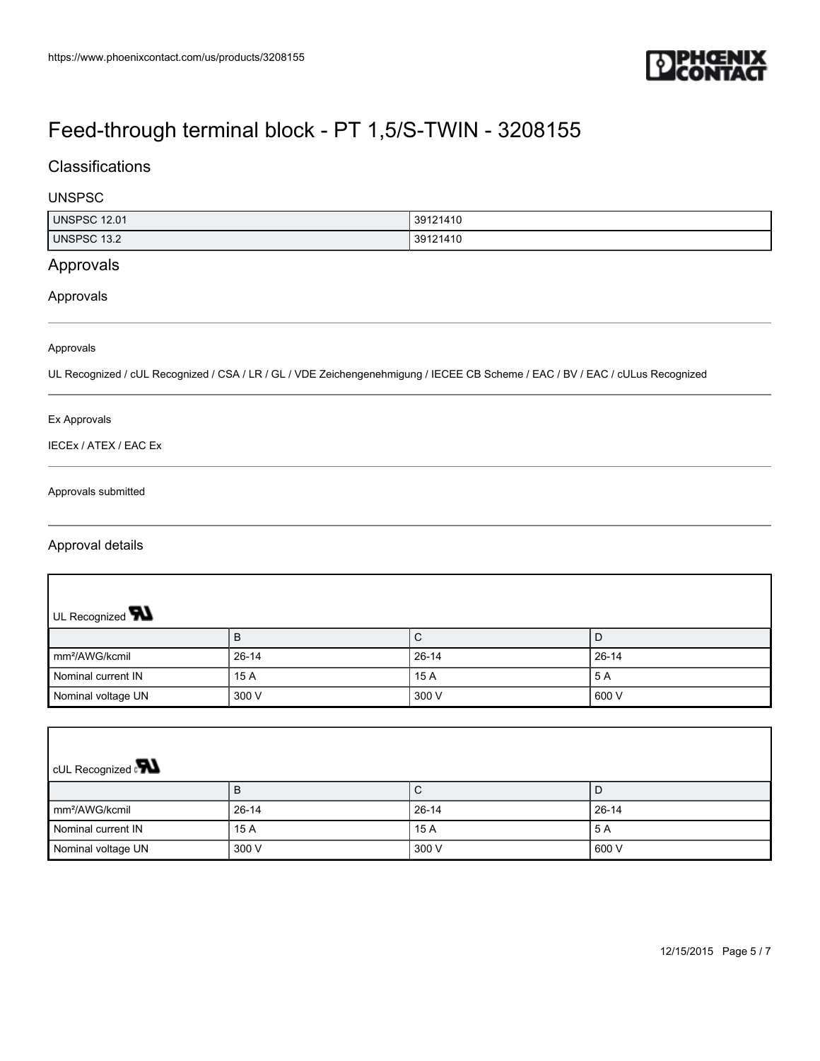# Feed-through terminal block - PT 1,5/S-TWIN - 3208155

## Classifications

### UNSPSC

| UNSPSC 12.01 | 39121410 |
|---|---|
| UNSPSC 13.2 | 39121410 |

## Approvals

### Approvals

Approvals

UL Recognized / cUL Recognized / CSA / LR / GL / VDE Zeichengenehmigung / IECEE CB Scheme / EAC / BV / EAC / cULus Recognized

Ex Approvals

IECEx / ATEX / EAC Ex

Approvals submitted

### Approval details

UL Recognized

| | B | C | D |
|---|---|---|---|
| mm²/AWG/kcmil | 26-14 | 26-14 | 26-14 |
| Nominal current IN | 15 A | 15 A | 5 A |
| Nominal voltage UN | 300 V | 300 V | 600 V |

cUL Recognized

| | B | C | D |
|---|---|---|---|
| mm²/AWG/kcmil | 26-14 | 26-14 | 26-14 |
| Nominal current IN | 15 A | 15 A | 5 A |
| Nominal voltage UN | 300 V | 300 V | 600 V |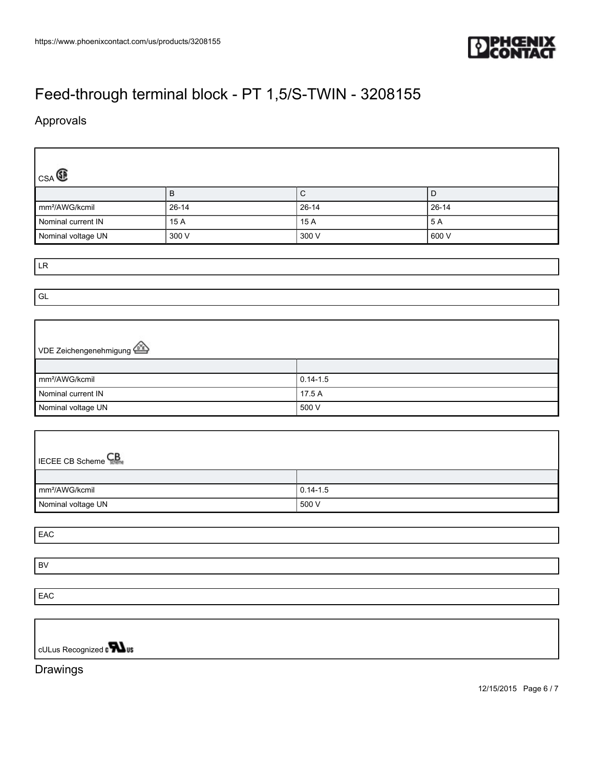# Feed-through terminal block - PT 1,5/S-TWIN - 3208155

## Approvals

CSA

| | B | C | D |
|---|---|---|---|
| mm²/AWG/kcmil | 26-14 | 26-14 | 26-14 |
| Nominal current IN | 15 A | 15 A | 5 A |
| Nominal voltage UN | 300 V | 300 V | 600 V |

LR

GL

VDE Zeichengenehmigung

| | |
|---|---|
| mm²/AWG/kcmil | 0.14-1.5 |
| Nominal current IN | 17.5 A |
| Nominal voltage UN | 500 V |

IECEE CB Scheme

| | |
|---|---|
| mm²/AWG/kcmil | 0.14-1.5 |
| Nominal voltage UN | 500 V |

EAC

BV

EAC

cULus Recognized

## Drawings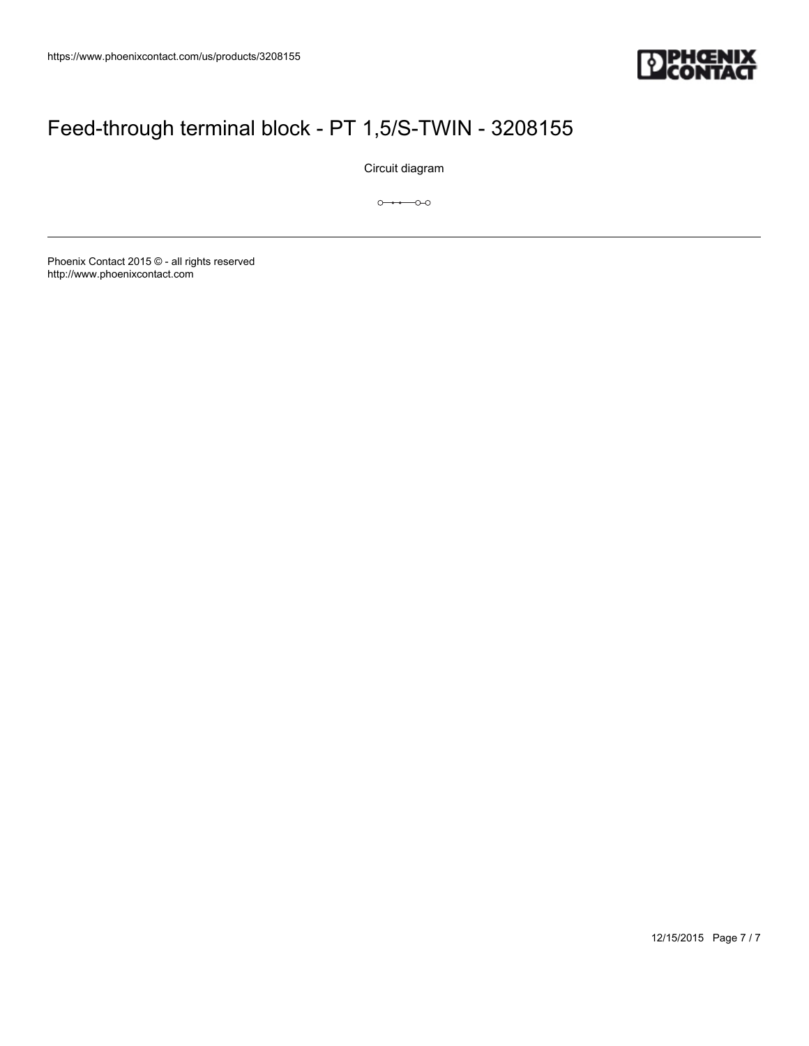# Feed-through terminal block - PT 1,5/S-TWIN - 3208155

Circuit diagram

Phoenix Contact 2015 © - all rights reserved
http://www.phoenixcontact.com